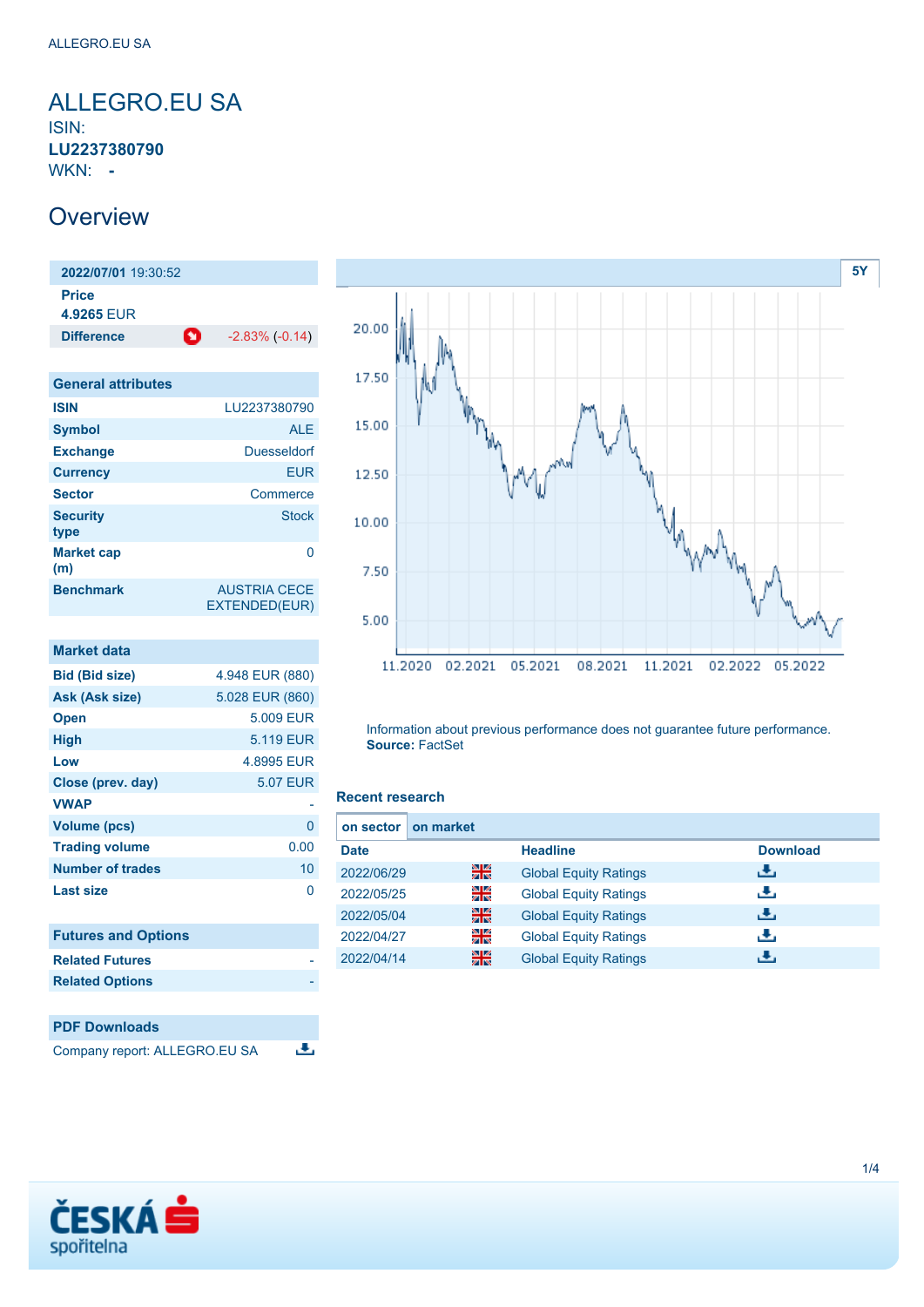# ALLEGRO.EU SA

ISIN:
**LU2237380790**
WKN: **-**

## Overview

| **2022/07/01** 19:30:52 | |
|---|---|
| **Price** | |
| **4.9265** EUR | |
| **Difference** | -2.83% (-0.14) |

| General attributes | |
|---|---|
| **ISIN** | LU2237380790 |
| **Symbol** | ALE |
| **Exchange** | Duesseldorf |
| **Currency** | EUR |
| **Sector** | Commerce |
| **Security type** | Stock |
| **Market cap (m)** | 0 |
| **Benchmark** | AUSTRIA CECE EXTENDED(EUR) |

| Market data | |
|---|---|
| **Bid (Bid size)** | 4.948 EUR (880) |
| **Ask (Ask size)** | 5.028 EUR (860) |
| **Open** | 5.009 EUR |
| **High** | 5.119 EUR |
| **Low** | 4.8995 EUR |
| **Close (prev. day)** | 5.07 EUR |
| **VWAP** | - |
| **Volume (pcs)** | 0 |
| **Trading volume** | 0.00 |
| **Number of trades** | 10 |
| **Last size** | 0 |

| Futures and Options | |
|---|---|
| **Related Futures** | - |
| **Related Options** | - |

### PDF Downloads

Company report: ALLEGRO.EU SA

5Y

Information about previous performance does not guarantee future performance.
**Source:** FactSet

### Recent research

on sector | on market

| Date | | Headline | Download |
|---|---|---|---|
| 2022/06/29 | | Global Equity Ratings | |
| 2022/05/25 | | Global Equity Ratings | |
| 2022/05/04 | | Global Equity Ratings | |
| 2022/04/27 | | Global Equity Ratings | |
| 2022/04/14 | | Global Equity Ratings | |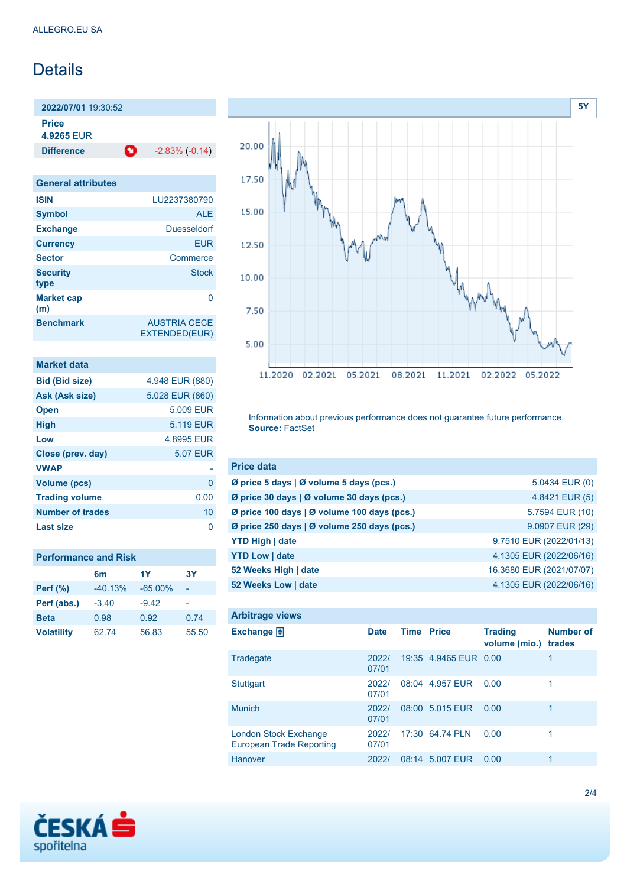ALLEGRO.EU SA

# Details

**2022/07/01** 19:30:52

**Price**
4.9265 EUR

| **Difference** | -2.83% (-0.14) |
|---|---|

## General attributes

| | |
|---|---|
| **ISIN** | LU2237380790 |
| **Symbol** | ALE |
| **Exchange** | Duesseldorf |
| **Currency** | EUR |
| **Sector** | Commerce |
| **Security type** | Stock |
| **Market cap (m)** | 0 |
| **Benchmark** | AUSTRIA CECE EXTENDED(EUR) |

## Market data

| | |
|---|---|
| **Bid (Bid size)** | 4.948 EUR (880) |
| **Ask (Ask size)** | 5.028 EUR (860) |
| **Open** | 5.009 EUR |
| **High** | 5.119 EUR |
| **Low** | 4.8995 EUR |
| **Close (prev. day)** | 5.07 EUR |
| **VWAP** | - |
| **Volume (pcs)** | 0 |
| **Trading volume** | 0.00 |
| **Number of trades** | 10 |
| **Last size** | 0 |

## Performance and Risk

| | 6m | 1Y | 3Y |
|---|---|---|---|
| **Perf (%)** | -40.13% | -65.00% | - |
| **Perf (abs.)** | -3.40 | -9.42 | - |
| **Beta** | 0.98 | 0.92 | 0.74 |
| **Volatility** | 62.74 | 56.83 | 55.50 |

Information about previous performance does not guarantee future performance.
**Source:** FactSet

## Price data

| | |
|---|---|
| **Ø price 5 days \| Ø volume 5 days (pcs.)** | 5.0434 EUR (0) |
| **Ø price 30 days \| Ø volume 30 days (pcs.)** | 4.8421 EUR (5) |
| **Ø price 100 days \| Ø volume 100 days (pcs.)** | 5.7594 EUR (10) |
| **Ø price 250 days \| Ø volume 250 days (pcs.)** | 9.0907 EUR (29) |
| **YTD High \| date** | 9.7510 EUR (2022/01/13) |
| **YTD Low \| date** | 4.1305 EUR (2022/06/16) |
| **52 Weeks High \| date** | 16.3680 EUR (2021/07/07) |
| **52 Weeks Low \| date** | 4.1305 EUR (2022/06/16) |

## Arbitrage views

| Exchange | Date | Time | Price | Trading volume (mio.) | Number of trades |
|---|---|---|---|---|---|
| Tradegate | 2022/07/01 | 19:35 | 4.9465 EUR | 0.00 | 1 |
| Stuttgart | 2022/07/01 | 08:04 | 4.957 EUR | 0.00 | 1 |
| Munich | 2022/07/01 | 08:00 | 5.015 EUR | 0.00 | 1 |
| London Stock Exchange European Trade Reporting | 2022/07/01 | 17:30 | 64.74 PLN | 0.00 | 1 |
| Hanover | 2022/ | 08:14 | 5.007 EUR | 0.00 | 1 |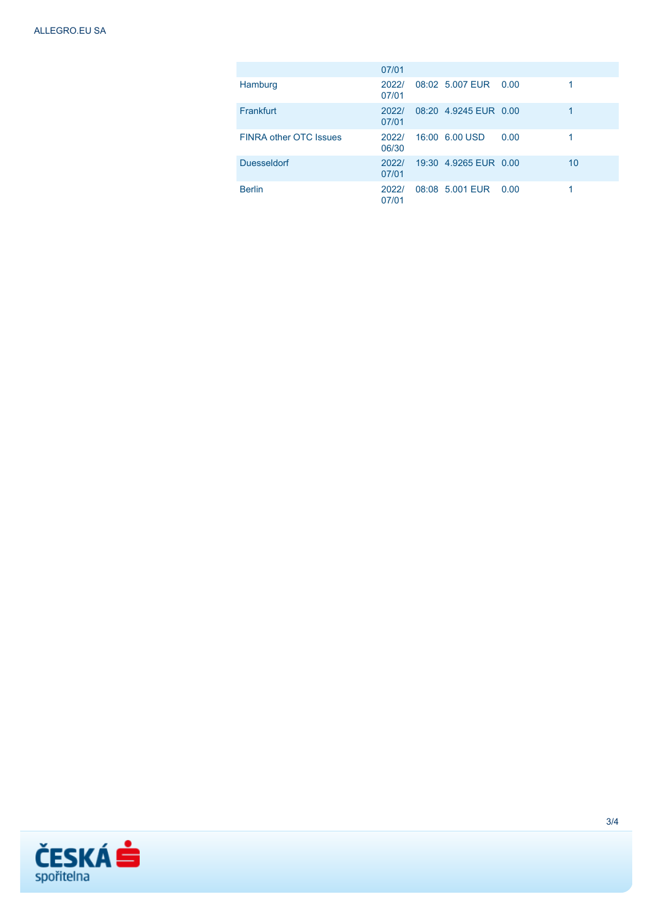| | | | | | |
|---|---|---|---|---|---|
| | 07/01 | | | | |
| Hamburg | 2022/07/01 | 08:02 | 5.007 EUR | 0.00 | 1 |
| Frankfurt | 2022/07/01 | 08:20 | 4.9245 EUR | 0.00 | 1 |
| FINRA other OTC Issues | 2022/06/30 | 16:00 | 6.00 USD | 0.00 | 1 |
| Duesseldorf | 2022/07/01 | 19:30 | 4.9265 EUR | 0.00 | 10 |
| Berlin | 2022/07/01 | 08:08 | 5.001 EUR | 0.00 | 1 |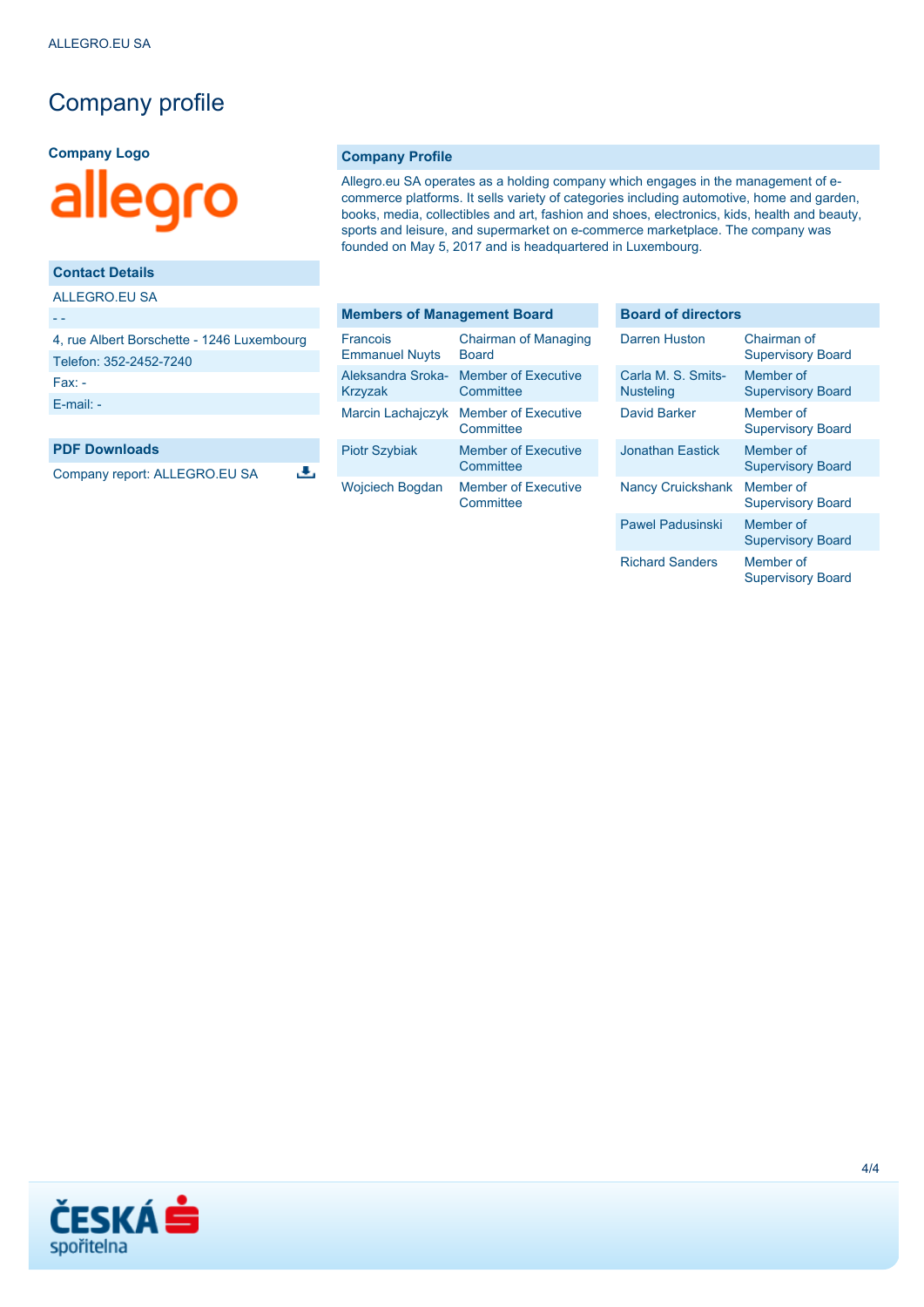# Company profile

**Company Logo**

## Company Profile

Allegro.eu SA operates as a holding company which engages in the management of e-commerce platforms. It sells variety of categories including automotive, home and garden, books, media, collectibles and art, fashion and shoes, electronics, kids, health and beauty, sports and leisure, and supermarket on e-commerce marketplace. The company was founded on May 5, 2017 and is headquartered in Luxembourg.

## Contact Details

ALLEGRO.EU SA

- -

4, rue Albert Borschette - 1246 Luxembourg

Telefon: 352-2452-7240

Fax: -

E-mail: -

## PDF Downloads

Company report: ALLEGRO.EU SA

## Members of Management Board

| | |
|---|---|
| Francois Emmanuel Nuyts | Chairman of Managing Board |
| Aleksandra Sroka-Krzyzak | Member of Executive Committee |
| Marcin Lachajczyk | Member of Executive Committee |
| Piotr Szybiak | Member of Executive Committee |
| Wojciech Bogdan | Member of Executive Committee |

## Board of directors

| | |
|---|---|
| Darren Huston | Chairman of Supervisory Board |
| Carla M. S. Smits-Nusteling | Member of Supervisory Board |
| David Barker | Member of Supervisory Board |
| Jonathan Eastick | Member of Supervisory Board |
| Nancy Cruickshank | Member of Supervisory Board |
| Pawel Padusinski | Member of Supervisory Board |
| Richard Sanders | Member of Supervisory Board |